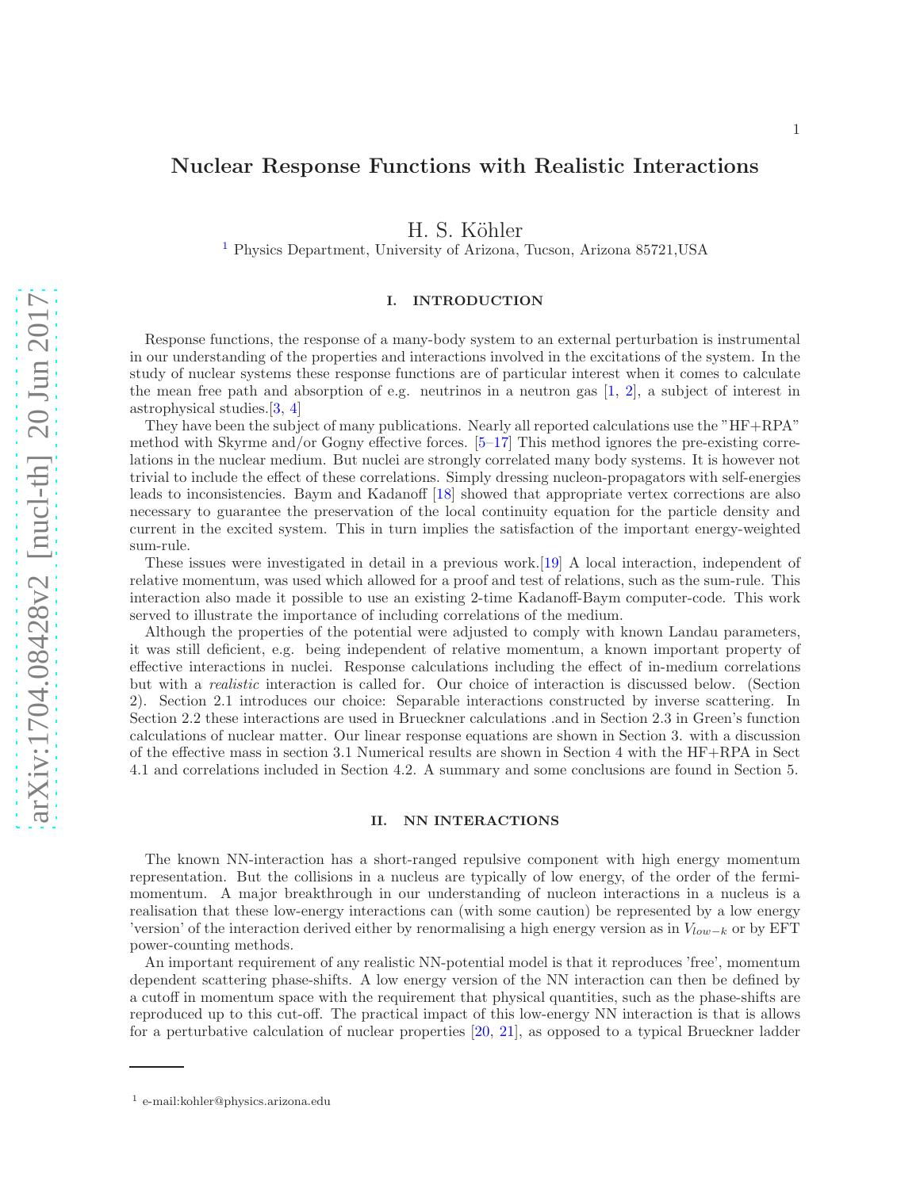# Nuclear Response Functions with Realistic Interactions

H. S. Köhler

[1] Physics Department, University of Arizona, Tucson, Arizona 85721,USA

## I. INTRODUCTION

Response functions, the response of a many-body system to an external perturbation is instrumental in our understanding of the properties and interactions involved in the excitations of the system. In the study of nuclear systems these response functions are of particular interest when it comes to calculate the mean free path and absorption of e.g. neutrinos in a neutron gas [1, 2], a subject of interest in astrophysical studies.[3, 4]

They have been the subject of many publications. Nearly all reported calculations use the "HF+RPA" method with Skyrme and/or Gogny effective forces. [5–17] This method ignores the pre-existing correlations in the nuclear medium. But nuclei are strongly correlated many body systems. It is however not trivial to include the effect of these correlations. Simply dressing nucleon-propagators with self-energies leads to inconsistencies. Baym and Kadanoff [18] showed that appropriate vertex corrections are also necessary to guarantee the preservation of the local continuity equation for the particle density and current in the excited system. This in turn implies the satisfaction of the important energy-weighted sum-rule.

These issues were investigated in detail in a previous work.[19] A local interaction, independent of relative momentum, was used which allowed for a proof and test of relations, such as the sum-rule. This interaction also made it possible to use an existing 2-time Kadanoff-Baym computer-code. This work served to illustrate the importance of including correlations of the medium.

Although the properties of the potential were adjusted to comply with known Landau parameters, it was still deficient, e.g. being independent of relative momentum, a known important property of effective interactions in nuclei. Response calculations including the effect of in-medium correlations but with a *realistic* interaction is called for. Our choice of interaction is discussed below. (Section 2). Section 2.1 introduces our choice: Separable interactions constructed by inverse scattering. In Section 2.2 these interactions are used in Brueckner calculations .and in Section 2.3 in Green's function calculations of nuclear matter. Our linear response equations are shown in Section 3. with a discussion of the effective mass in section 3.1 Numerical results are shown in Section 4 with the HF+RPA in Sect 4.1 and correlations included in Section 4.2. A summary and some conclusions are found in Section 5.

## II. NN INTERACTIONS

The known NN-interaction has a short-ranged repulsive component with high energy momentum representation. But the collisions in a nucleus are typically of low energy, of the order of the fermi-momentum. A major breakthrough in our understanding of nucleon interactions in a nucleus is a realisation that these low-energy interactions can (with some caution) be represented by a low energy 'version' of the interaction derived either by renormalising a high energy version as in $V_{low-k}$ or by EFT power-counting methods.

An important requirement of any realistic NN-potential model is that it reproduces 'free', momentum dependent scattering phase-shifts. A low energy version of the NN interaction can then be defined by a cutoff in momentum space with the requirement that physical quantities, such as the phase-shifts are reproduced up to this cut-off. The practical impact of this low-energy NN interaction is that is allows for a perturbative calculation of nuclear properties [20, 21], as opposed to a typical Brueckner ladder

[1] e-mail:kohler@physics.arizona.edu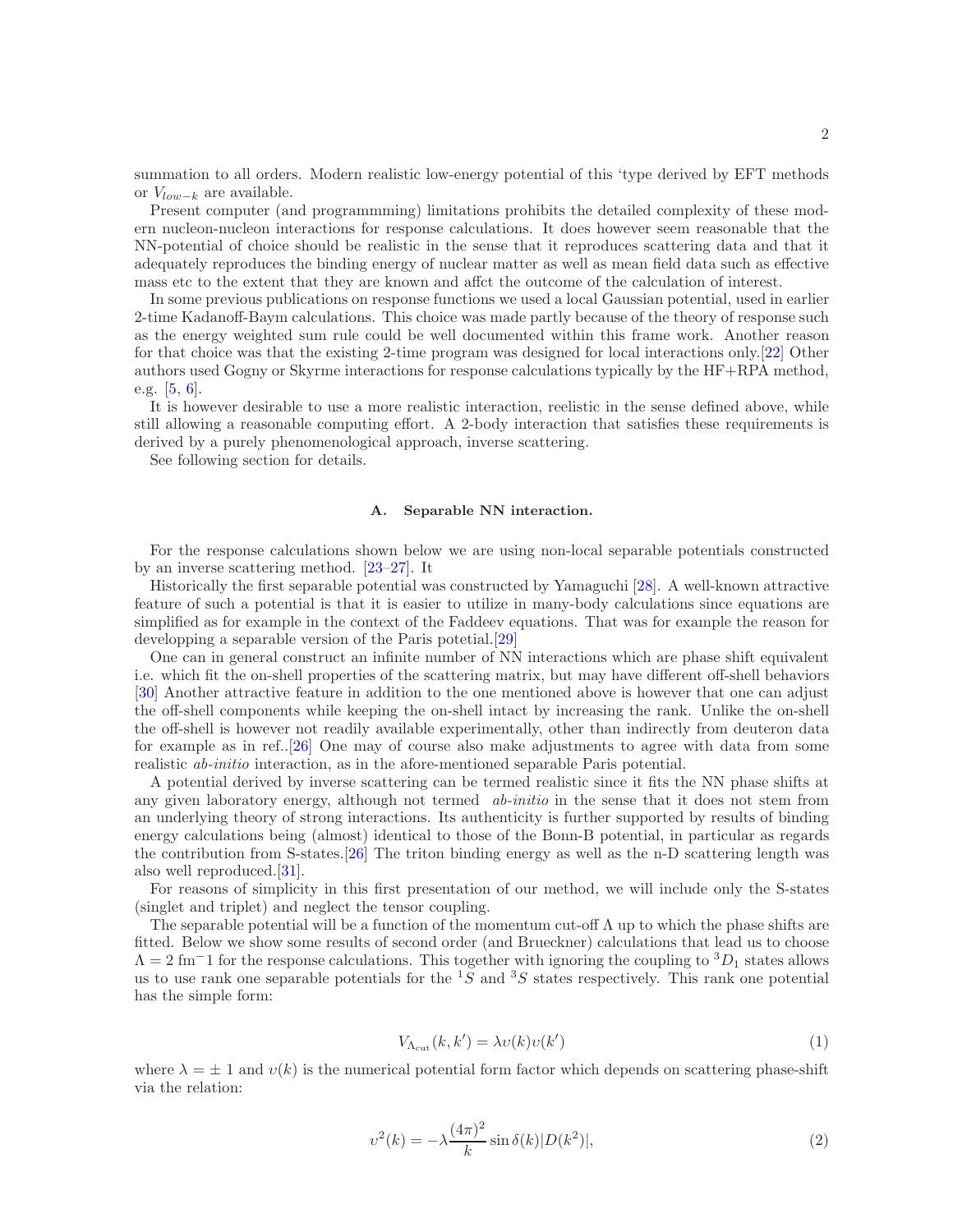summation to all orders. Modern realistic low-energy potential of this 'type derived by EFT methods or $V_{low-k}$ are available.

Present computer (and programmming) limitations prohibits the detailed complexity of these modern nucleon-nucleon interactions for response calculations. It does however seem reasonable that the NN-potential of choice should be realistic in the sense that it reproduces scattering data and that it adequately reproduces the binding energy of nuclear matter as well as mean field data such as effective mass etc to the extent that they are known and affct the outcome of the calculation of interest.

In some previous publications on response functions we used a local Gaussian potential, used in earlier 2-time Kadanoff-Baym calculations. This choice was made partly because of the theory of response such as the energy weighted sum rule could be well documented within this frame work. Another reason for that choice was that the existing 2-time program was designed for local interactions only.[22] Other authors used Gogny or Skyrme interactions for response calculations typically by the HF+RPA method, e.g. [5, 6].

It is however desirable to use a more realistic interaction, reelistic in the sense defined above, while still allowing a reasonable computing effort. A 2-body interaction that satisfies these requirements is derived by a purely phenomenological approach, inverse scattering.

See following section for details.

### A. Separable NN interaction.

For the response calculations shown below we are using non-local separable potentials constructed by an inverse scattering method. [23–27]. It

Historically the first separable potential was constructed by Yamaguchi [28]. A well-known attractive feature of such a potential is that it is easier to utilize in many-body calculations since equations are simplified as for example in the context of the Faddeev equations. That was for example the reason for developping a separable version of the Paris potetial.[29]

One can in general construct an infinite number of NN interactions which are phase shift equivalent i.e. which fit the on-shell properties of the scattering matrix, but may have different off-shell behaviors [30] Another attractive feature in addition to the one mentioned above is however that one can adjust the off-shell components while keeping the on-shell intact by increasing the rank. Unlike the on-shell the off-shell is however not readily available experimentally, other than indirectly from deuteron data for example as in ref..[26] One may of course also make adjustments to agree with data from some realistic *ab-initio* interaction, as in the afore-mentioned separable Paris potential.

A potential derived by inverse scattering can be termed realistic since it fits the NN phase shifts at any given laboratory energy, although not termed *ab-initio* in the sense that it does not stem from an underlying theory of strong interactions. Its authenticity is further supported by results of binding energy calculations being (almost) identical to those of the Bonn-B potential, in particular as regards the contribution from S-states.[26] The triton binding energy as well as the n-D scattering length was also well reproduced.[31].

For reasons of simplicity in this first presentation of our method, we will include only the S-states (singlet and triplet) and neglect the tensor coupling.

The separable potential will be a function of the momentum cut-off $\Lambda$ up to which the phase shifts are fitted. Below we show some results of second order (and Brueckner) calculations that lead us to choose $\Lambda = 2$ fm$^{-}$1 for the response calculations. This together with ignoring the coupling to $^3D_1$ states allows us to use rank one separable potentials for the $^1S$ and $^3S$ states respectively. This rank one potential has the simple form:

$$V_{\Lambda_{\rm cut}}(k, k') = \lambda \upsilon(k) \upsilon(k') \tag{1}$$

where $\lambda = \pm\, 1$ and $\upsilon(k)$ is the numerical potential form factor which depends on scattering phase-shift via the relation:

$$\upsilon^2(k) = -\lambda \frac{(4\pi)^2}{k} \sin \delta(k) |D(k^2)|, \tag{2}$$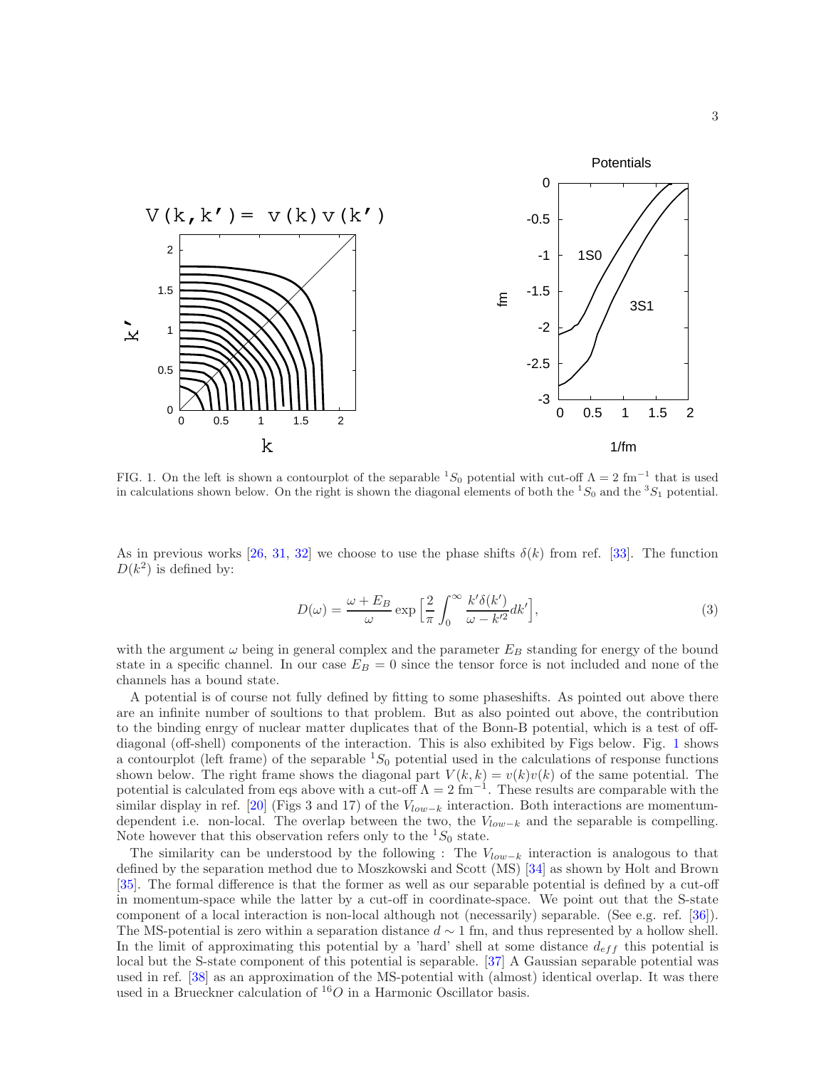FIG. 1. On the left is shown a contourplot of the separable $^1S_0$ potential with cut-off $\Lambda = 2$ fm$^{-1}$ that is used in calculations shown below. On the right is shown the diagonal elements of both the $^1S_0$ and the $^3S_1$ potential.

As in previous works [26, 31, 32] we choose to use the phase shifts $\delta(k)$ from ref. [33]. The function $D(k^2)$ is defined by:

$$D(\omega) = \frac{\omega + E_B}{\omega} \exp\Big[\frac{2}{\pi}\int_0^\infty \frac{k'\delta(k')}{\omega - k'^2} dk'\Big], \tag{3}$$

with the argument $\omega$ being in general complex and the parameter $E_B$ standing for energy of the bound state in a specific channel. In our case $E_B = 0$ since the tensor force is not included and none of the channels has a bound state.

A potential is of course not fully defined by fitting to some phaseshifts. As pointed out above there are an infinite number of soultions to that problem. But as also pointed out above, the contribution to the binding enrgy of nuclear matter duplicates that of the Bonn-B potential, which is a test of off-diagonal (off-shell) components of the interaction. This is also exhibited by Figs below. Fig. 1 shows a contourplot (left frame) of the separable $^1S_0$ potential used in the calculations of response functions shown below. The right frame shows the diagonal part $V(k,k) = v(k)v(k)$ of the same potential. The potential is calculated from eqs above with a cut-off $\Lambda = 2$ fm$^{-1}$. These results are comparable with the similar display in ref. [20] (Figs 3 and 17) of the $V_{low-k}$ interaction. Both interactions are momentum-dependent i.e. non-local. The overlap between the two, the $V_{low-k}$ and the separable is compelling. Note however that this observation refers only to the $^1S_0$ state.

The similarity can be understood by the following : The $V_{low-k}$ interaction is analogous to that defined by the separation method due to Moszkowski and Scott (MS) [34] as shown by Holt and Brown [35]. The formal difference is that the former as well as our separable potential is defined by a cut-off in momentum-space while the latter by a cut-off in coordinate-space. We point out that the S-state component of a local interaction is non-local although not (necessarily) separable. (See e.g. ref. [36]). The MS-potential is zero within a separation distance $d \sim 1$ fm, and thus represented by a hollow shell. In the limit of approximating this potential by a 'hard' shell at some distance $d_{eff}$ this potential is local but the S-state component of this potential is separable. [37] A Gaussian separable potential was used in ref. [38] as an approximation of the MS-potential with (almost) identical overlap. It was there used in a Brueckner calculation of $^{16}O$ in a Harmonic Oscillator basis.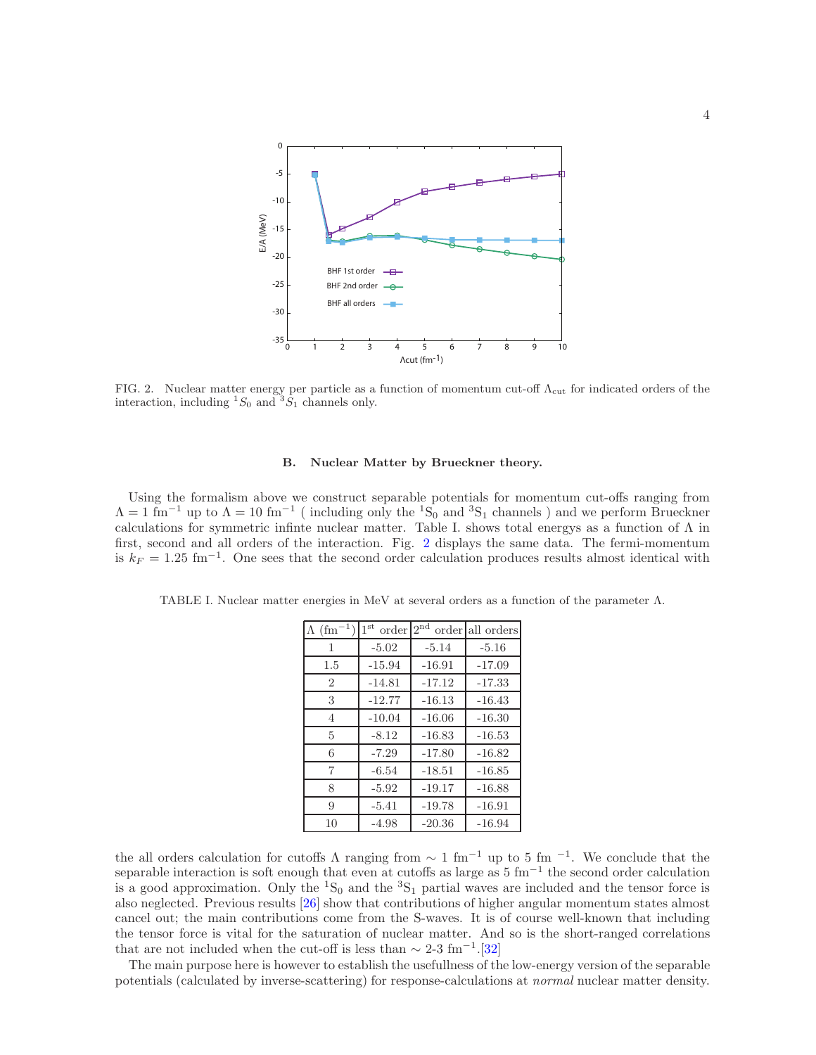FIG. 2. Nuclear matter energy per particle as a function of momentum cut-off $\Lambda_{\rm cut}$ for indicated orders of the interaction, including $^1S_0$ and $^3S_1$ channels only.

### B. Nuclear Matter by Brueckner theory.

Using the formalism above we construct separable potentials for momentum cut-offs ranging from $\Lambda = 1$ fm$^{-1}$ up to $\Lambda = 10$ fm$^{-1}$ ( including only the $^1$S$_0$ and $^3$S$_1$ channels ) and we perform Brueckner calculations for symmetric infinte nuclear matter. Table I. shows total energys as a function of $\Lambda$ in first, second and all orders of the interaction. Fig. 2 displays the same data. The fermi-momentum is $k_F = 1.25$ fm$^{-1}$. One sees that the second order calculation produces results almost identical with

TABLE I. Nuclear matter energies in MeV at several orders as a function of the parameter $\Lambda$.

| $\Lambda$ (fm$^{-1}$) | 1$^{\rm st}$ order | 2$^{\rm nd}$ order | all orders |
|---|---|---|---|
| 1 | -5.02 | -5.14 | -5.16 |
| 1.5 | -15.94 | -16.91 | -17.09 |
| 2 | -14.81 | -17.12 | -17.33 |
| 3 | -12.77 | -16.13 | -16.43 |
| 4 | -10.04 | -16.06 | -16.30 |
| 5 | -8.12 | -16.83 | -16.53 |
| 6 | -7.29 | -17.80 | -16.82 |
| 7 | -6.54 | -18.51 | -16.85 |
| 8 | -5.92 | -19.17 | -16.88 |
| 9 | -5.41 | -19.78 | -16.91 |
| 10 | -4.98 | -20.36 | -16.94 |

the all orders calculation for cutoffs $\Lambda$ ranging from $\sim 1$ fm$^{-1}$ up to 5 fm $^{-1}$. We conclude that the separable interaction is soft enough that even at cutoffs as large as 5 fm$^{-1}$ the second order calculation is a good approximation. Only the $^1$S$_0$ and the $^3$S$_1$ partial waves are included and the tensor force is also neglected. Previous results [26] show that contributions of higher angular momentum states almost cancel out; the main contributions come from the S-waves. It is of course well-known that including the tensor force is vital for the saturation of nuclear matter. And so is the short-ranged correlations that are not included when the cut-off is less than $\sim$ 2-3 fm$^{-1}$.[32]

The main purpose here is however to establish the usefullness of the low-energy version of the separable potentials (calculated by inverse-scattering) for response-calculations at *normal* nuclear matter density.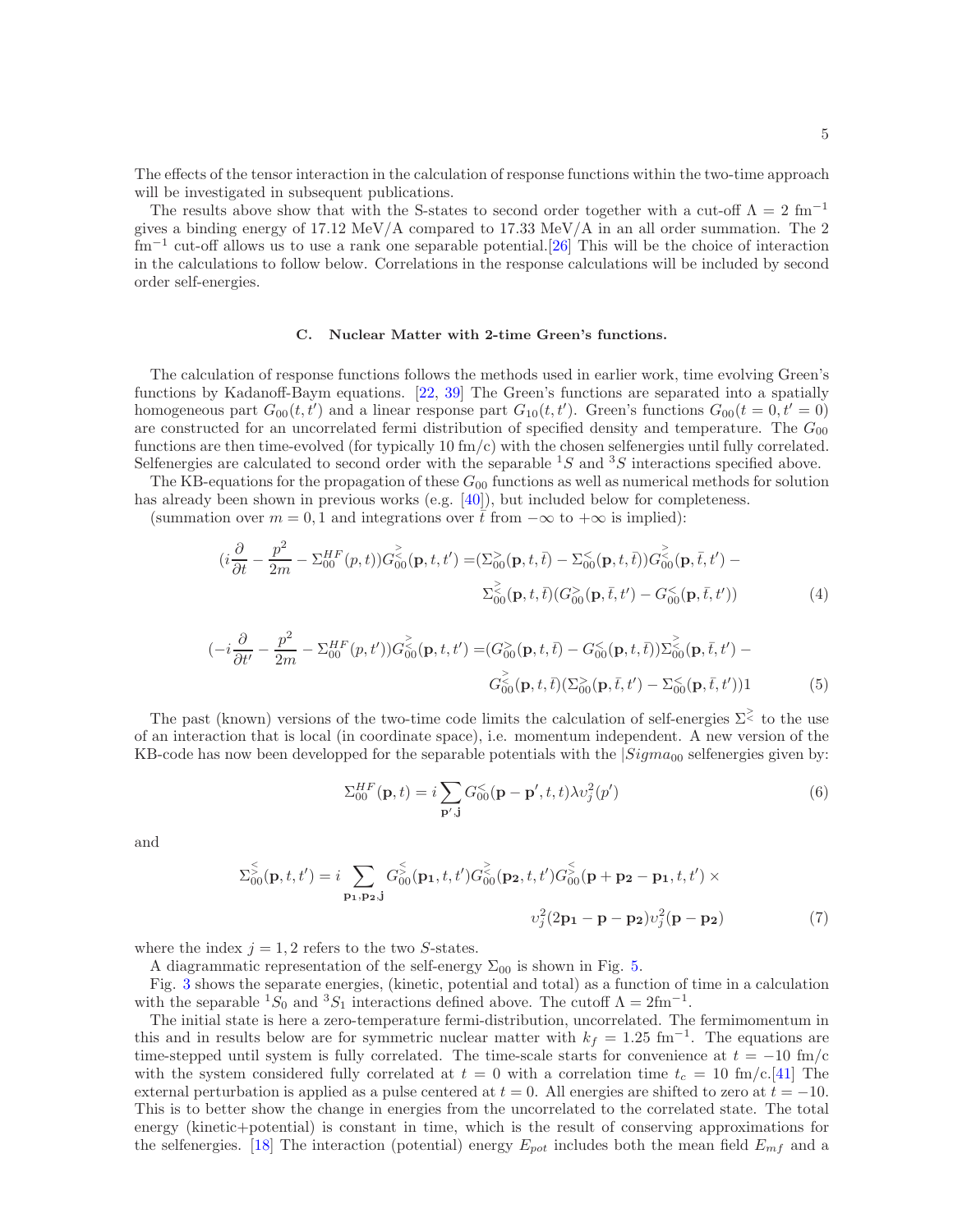The effects of the tensor interaction in the calculation of response functions within the two-time approach will be investigated in subsequent publications.

The results above show that with the S-states to second order together with a cut-off $\Lambda = 2$ fm$^{-1}$ gives a binding energy of 17.12 MeV/A compared to 17.33 MeV/A in an all order summation. The 2 fm$^{-1}$ cut-off allows us to use a rank one separable potential.[26] This will be the choice of interaction in the calculations to follow below. Correlations in the response calculations will be included by second order self-energies.

### C. Nuclear Matter with 2-time Green's functions.

The calculation of response functions follows the methods used in earlier work, time evolving Green's functions by Kadanoff-Baym equations. [22, 39] The Green's functions are separated into a spatially homogeneous part $G_{00}(t,t')$ and a linear response part $G_{10}(t,t')$. Green's functions $G_{00}(t=0,t'=0)$ are constructed for an uncorrelated fermi distribution of specified density and temperature. The $G_{00}$ functions are then time-evolved (for typically 10 fm/c) with the chosen selfenergies until fully correlated. Selfenergies are calculated to second order with the separable $^1S$ and $^3S$ interactions specified above.

The KB-equations for the propagation of these $G_{00}$ functions as well as numerical methods for solution has already been shown in previous works (e.g. [40]), but included below for completeness.

(summation over $m = 0, 1$ and integrations over $\bar{t}$ from $-\infty$ to $+\infty$ is implied):

$$
\begin{aligned}
(i\frac{\partial}{\partial t} - \frac{p^2}{2m} - \Sigma_{00}^{HF}(p,t))G_{00}^{\gtrless}(\mathbf{p},t,t') =& (\Sigma_{00}^{>}(\mathbf{p},t,\bar{t}) - \Sigma_{00}^{<}(\mathbf{p},t,\bar{t}))G_{00}^{\gtrless}(\mathbf{p},\bar{t},t') - \\
& \Sigma_{00}^{\gtrless}(\mathbf{p},t,\bar{t})(G_{00}^{>}(\mathbf{p},\bar{t},t') - G_{00}^{<}(\mathbf{p},\bar{t},t'))
\end{aligned} \tag{4}
$$

$$
\begin{aligned}
(-i\frac{\partial}{\partial t'} - \frac{p^2}{2m} - \Sigma_{00}^{HF}(p,t'))G_{00}^{\gtrless}(\mathbf{p},t,t') =& (G_{00}^{>}(\mathbf{p},t,\bar{t}) - G_{00}^{<}(\mathbf{p},t,\bar{t}))\Sigma_{00}^{\gtrless}(\mathbf{p},\bar{t},t') - \\
& G_{00}^{\gtrless}(\mathbf{p},t,\bar{t})(\Sigma_{00}^{>}(\mathbf{p},\bar{t},t') - \Sigma_{00}^{<}(\mathbf{p},\bar{t},t'))1
\end{aligned} \tag{5}
$$

The past (known) versions of the two-time code limits the calculation of self-energies $\Sigma^{\gtrless}$ to the use of an interaction that is local (in coordinate space), i.e. momentum independent. A new version of the KB-code has now been developped for the separable potentials with the $|Sigma_{00}$ selfenergies given by:

$$
\Sigma_{00}^{HF}(\mathbf{p},t) = i\sum_{\mathbf{p}',\mathbf{j}} G_{00}^{<}(\mathbf{p}-\mathbf{p}',t,t)\lambda v_j^2(p') \tag{6}
$$

and

$$
\begin{aligned}
\Sigma_{00}^{\lessgtr}(\mathbf{p},t,t') = i\sum_{\mathbf{p_1},\mathbf{p_2},\mathbf{j}} & G_{00}^{\lessgtr}(\mathbf{p_1},t,t')G_{00}^{\gtrless}(\mathbf{p_2},t,t')G_{00}^{\lessgtr}(\mathbf{p}+\mathbf{p_2}-\mathbf{p_1},t,t') \times \\
& v_j^2(2\mathbf{p_1}-\mathbf{p}-\mathbf{p_2})v_j^2(\mathbf{p}-\mathbf{p_2})
\end{aligned} \tag{7}
$$

where the index $j = 1, 2$ refers to the two $S$-states.

A diagrammatic representation of the self-energy $\Sigma_{00}$ is shown in Fig. 5.

Fig. 3 shows the separate energies, (kinetic, potential and total) as a function of time in a calculation with the separable $^1S_0$ and $^3S_1$ interactions defined above. The cutoff $\Lambda = 2$fm$^{-1}$.

The initial state is here a zero-temperature fermi-distribution, uncorrelated. The fermimomentum in this and in results below are for symmetric nuclear matter with $k_f = 1.25$ fm$^{-1}$. The equations are time-stepped until system is fully correlated. The time-scale starts for convenience at $t = -10$ fm/c with the system considered fully correlated at $t = 0$ with a correlation time $t_c = 10$ fm/c.[41] The external perturbation is applied as a pulse centered at $t = 0$. All energies are shifted to zero at $t = -10$. This is to better show the change in energies from the uncorrelated to the correlated state. The total energy (kinetic+potential) is constant in time, which is the result of conserving approximations for the selfenergies. [18] The interaction (potential) energy $E_{pot}$ includes both the mean field $E_{mf}$ and a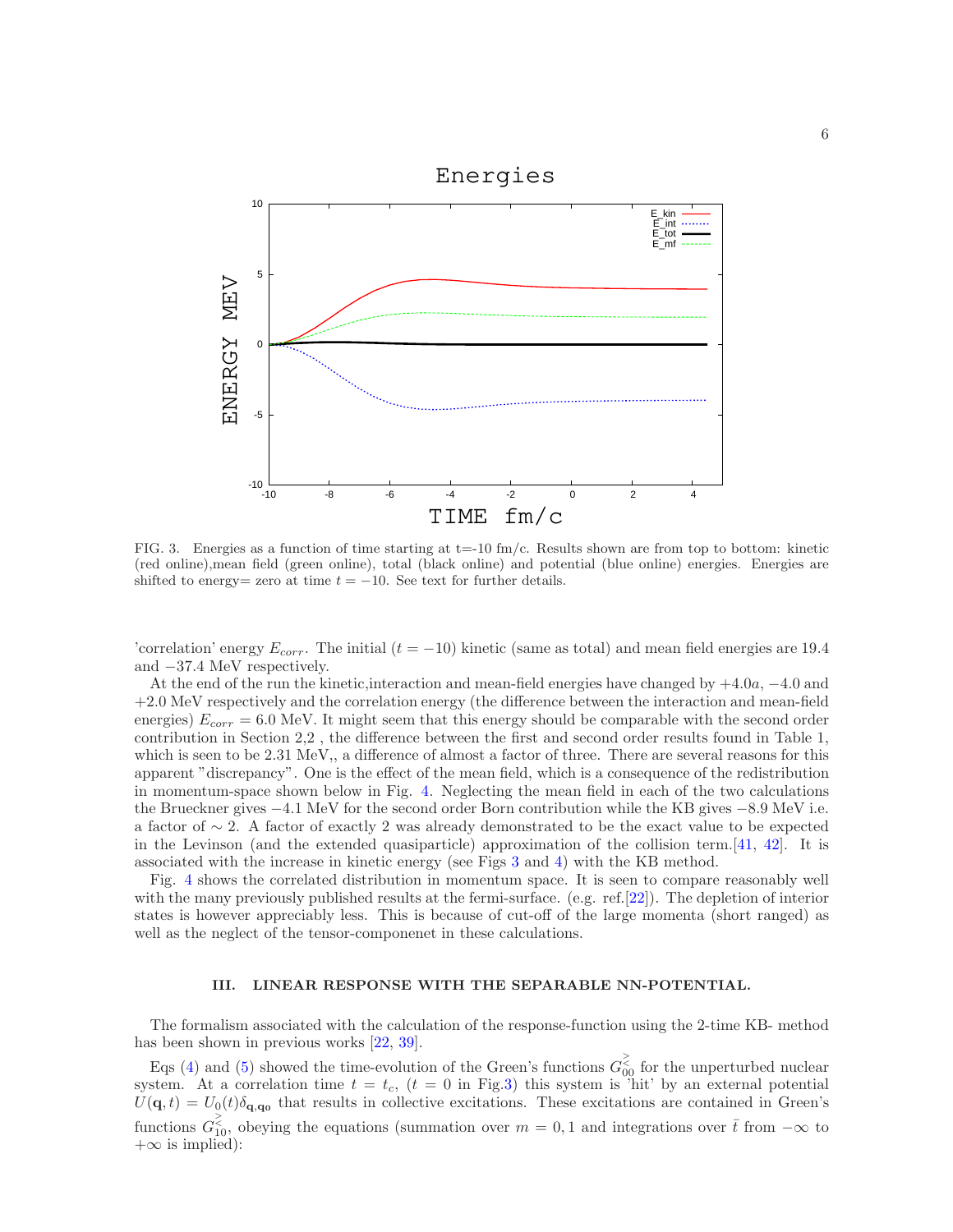FIG. 3. Energies as a function of time starting at t=-10 fm/c. Results shown are from top to bottom: kinetic (red online),mean field (green online), total (black online) and potential (blue online) energies. Energies are shifted to energy= zero at time $t = -10$. See text for further details.

'correlation' energy $E_{corr}$. The initial ($t = -10$) kinetic (same as total) and mean field energies are 19.4 and $-37.4$ MeV respectively.

At the end of the run the kinetic,interaction and mean-field energies have changed by $+4.0a$, $-4.0$ and $+2.0$ MeV respectively and the correlation energy (the difference between the interaction and mean-field energies) $E_{corr} = 6.0$ MeV. It might seem that this energy should be comparable with the second order contribution in Section 2,2 , the difference between the first and second order results found in Table 1, which is seen to be 2.31 MeV,, a difference of almost a factor of three. There are several reasons for this apparent "discrepancy". One is the effect of the mean field, which is a consequence of the redistribution in momentum-space shown below in Fig. 4. Neglecting the mean field in each of the two calculations the Brueckner gives $-4.1$ MeV for the second order Born contribution while the KB gives $-8.9$ MeV i.e. a factor of $\sim 2$. A factor of exactly 2 was already demonstrated to be the exact value to be expected in the Levinson (and the extended quasiparticle) approximation of the collision term.[41, 42]. It is associated with the increase in kinetic energy (see Figs 3 and 4) with the KB method.

Fig. 4 shows the correlated distribution in momentum space. It is seen to compare reasonably well with the many previously published results at the fermi-surface. (e.g. ref.[22]). The depletion of interior states is however appreciably less. This is because of cut-off of the large momenta (short ranged) as well as the neglect of the tensor-componenet in these calculations.

## III. LINEAR RESPONSE WITH THE SEPARABLE NN-POTENTIAL.

The formalism associated with the calculation of the response-function using the 2-time KB- method has been shown in previous works [22, 39].

Eqs (4) and (5) showed the time-evolution of the Green's functions $G^{\gtrless}_{00}$ for the unperturbed nuclear system. At a correlation time $t = t_c$, ($t = 0$ in Fig.3) this system is 'hit' by an external potential $U(\mathbf{q}, t) = U_0(t)\delta_{\mathbf{q},\mathbf{q_0}}$ that results in collective excitations. These excitations are contained in Green's functions $G^{\gtrless}_{10}$, obeying the equations (summation over $m = 0, 1$ and integrations over $\bar{t}$ from $-\infty$ to $+\infty$ is implied):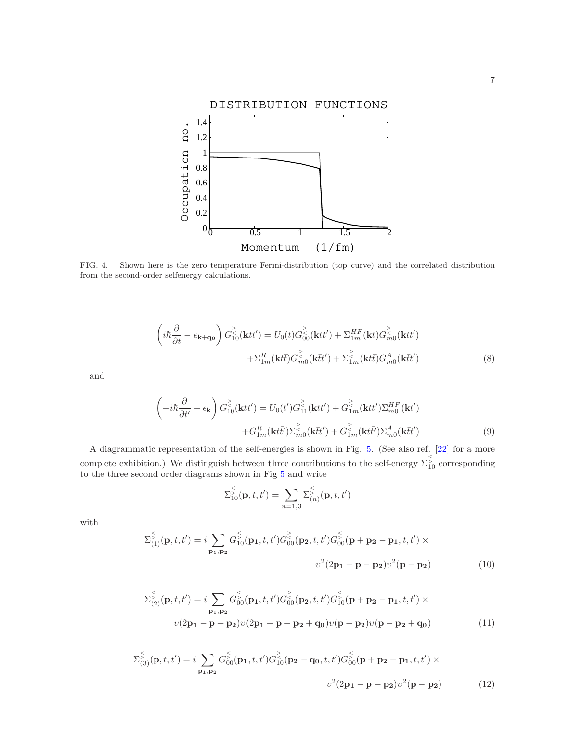FIG. 4. Shown here is the zero temperature Fermi-distribution (top curve) and the correlated distribution from the second-order selfenergy calculations.

$$\left(i\hbar\frac{\partial}{\partial t} - \epsilon_{\mathbf{k}+\mathbf{q_0}}\right) G^{\gtrless}_{10}(\mathbf{k}tt') = U_0(t)G^{\gtrless}_{00}(\mathbf{k}tt') + \Sigma^{HF}_{1m}(\mathbf{k}t)G^{\gtrless}_{m0}(\mathbf{k}tt') + \Sigma^{R}_{1m}(\mathbf{k}t\bar{t})G^{\gtrless}_{m0}(\mathbf{k}\bar{t}t') + \Sigma^{\gtrless}_{1m}(\mathbf{k}t\bar{t})G^{A}_{m0}(\mathbf{k}\bar{t}t') \tag{8}$$

and

$$\left(-i\hbar\frac{\partial}{\partial t'} - \epsilon_{\mathbf{k}}\right) G^{\gtrless}_{10}(\mathbf{k}tt') = U_0(t')G^{\gtrless}_{11}(\mathbf{k}tt') + G^{\gtrless}_{1m}(\mathbf{k}tt')\Sigma^{HF}_{m0}(\mathbf{k}t') + G^{R}_{1m}(\mathbf{k}t\bar{t'})\Sigma^{\gtrless}_{m0}(\mathbf{k}\bar{t}t') + G^{\gtrless}_{1m}(\mathbf{k}t\bar{t'})\Sigma^{A}_{m0}(\mathbf{k}\bar{t}t') \tag{9}$$

A diagrammatic representation of the self-energies is shown in Fig. 5. (See also ref. [22] for a more complete exhibition.) We distinguish between three contributions to the self-energy $\Sigma^{\lessgtr}_{10}$ corresponding to the three second order diagrams shown in Fig 5 and write

$$\Sigma^{\lessgtr}_{10}(\mathbf{p},t,t') = \sum_{n=1,3} \Sigma^{\lessgtr}_{(n)}(\mathbf{p},t,t')$$

with

$$\Sigma^{\lessgtr}_{(1)}(\mathbf{p},t,t') = i\sum_{\mathbf{p_1},\mathbf{p_2}} G^{\lessgtr}_{10}(\mathbf{p_1},t,t')G^{\gtrless}_{00}(\mathbf{p_2},t,t')G^{\lessgtr}_{00}(\mathbf{p}+\mathbf{p_2}-\mathbf{p_1},t,t') \times v^2(2\mathbf{p_1}-\mathbf{p}-\mathbf{p_2})v^2(\mathbf{p}-\mathbf{p_2}) \tag{10}$$

$$\Sigma^{\lessgtr}_{(2)}(\mathbf{p},t,t') = i\sum_{\mathbf{p_1},\mathbf{p_2}} G^{\lessgtr}_{00}(\mathbf{p_1},t,t')G^{\gtrless}_{00}(\mathbf{p_2},t,t')G^{\lessgtr}_{10}(\mathbf{p}+\mathbf{p_2}-\mathbf{p_1},t,t') \times v(2\mathbf{p_1}-\mathbf{p}-\mathbf{p_2})v(2\mathbf{p_1}-\mathbf{p}-\mathbf{p_2}+\mathbf{q_0})v(\mathbf{p}-\mathbf{p_2})v(\mathbf{p}-\mathbf{p_2}+\mathbf{q_0}) \tag{11}$$

$$\Sigma^{\lessgtr}_{(3)}(\mathbf{p},t,t') = i\sum_{\mathbf{p_1},\mathbf{p_2}} G^{\lessgtr}_{00}(\mathbf{p_1},t,t')G^{\gtrless}_{10}(\mathbf{p_2}-\mathbf{q_0},t,t')G^{\lessgtr}_{00}(\mathbf{p}+\mathbf{p_2}-\mathbf{p_1},t,t') \times v^2(2\mathbf{p_1}-\mathbf{p}-\mathbf{p_2})v^2(\mathbf{p}-\mathbf{p_2}) \tag{12}$$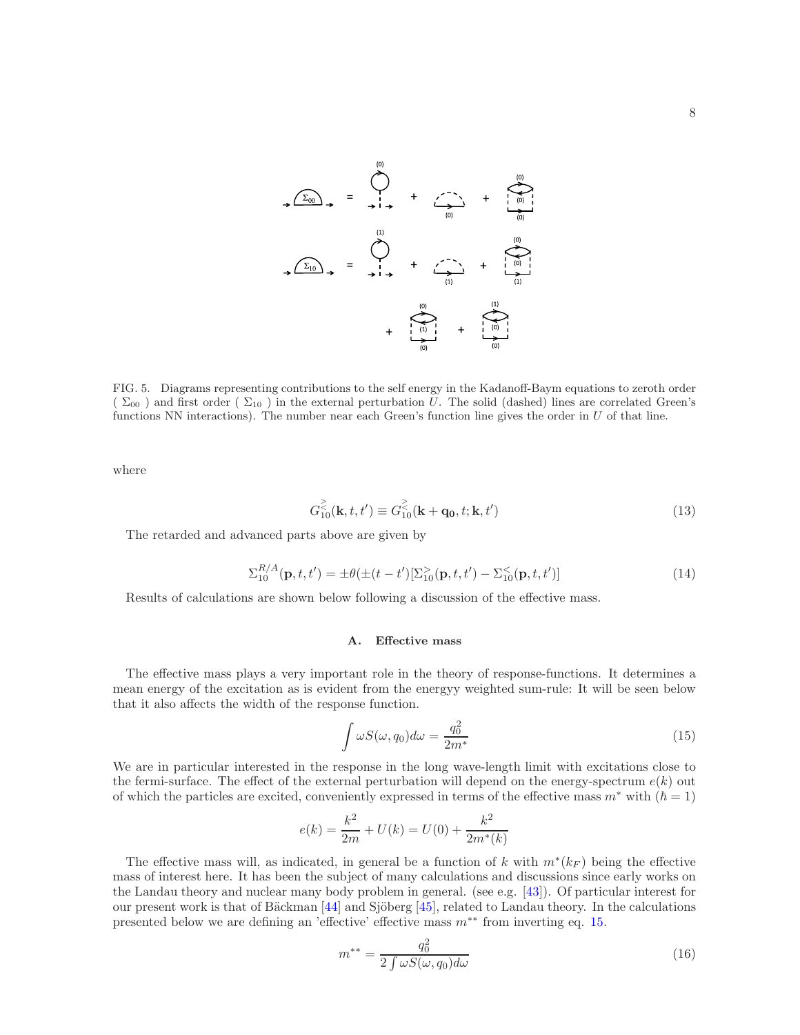FIG. 5. Diagrams representing contributions to the self energy in the Kadanoff-Baym equations to zeroth order ( $\Sigma_{00}$ ) and first order ( $\Sigma_{10}$ ) in the external perturbation $U$. The solid (dashed) lines are correlated Green's functions NN interactions). The number near each Green's function line gives the order in $U$ of that line.

where

$$G_{10}^{\gtrless}(\mathbf{k},t,t') \equiv G_{10}^{\gtrless}(\mathbf{k}+\mathbf{q_0},t;\mathbf{k},t') \tag{13}$$

The retarded and advanced parts above are given by

$$\Sigma_{10}^{R/A}(\mathbf{p},t,t') = \pm\theta(\pm(t-t')[\Sigma_{10}^{>}(\mathbf{p},t,t') - \Sigma_{10}^{<}(\mathbf{p},t,t')] \tag{14}$$

Results of calculations are shown below following a discussion of the effective mass.

### A. Effective mass

The effective mass plays a very important role in the theory of response-functions. It determines a mean energy of the excitation as is evident from the energyy weighted sum-rule: It will be seen below that it also affects the width of the response function.

$$\int \omega S(\omega,q_0)d\omega = \frac{q_0^2}{2m^*} \tag{15}$$

We are in particular interested in the response in the long wave-length limit with excitations close to the fermi-surface. The effect of the external perturbation will depend on the energy-spectrum $e(k)$ out of which the particles are excited, conveniently expressed in terms of the effective mass $m^*$ with ($\hbar = 1$)

$$e(k) = \frac{k^2}{2m} + U(k) = U(0) + \frac{k^2}{2m^*(k)}$$

The effective mass will, as indicated, in general be a function of $k$ with $m^*(k_F)$ being the effective mass of interest here. It has been the subject of many calculations and discussions since early works on the Landau theory and nuclear many body problem in general. (see e.g. [43]). Of particular interest for our present work is that of Bäckman [44] and Sjöberg [45], related to Landau theory. In the calculations presented below we are defining an 'effective' effective mass $m^{**}$ from inverting eq. 15.

$$m^{**} = \frac{q_0^2}{2\int \omega S(\omega,q_0)d\omega} \tag{16}$$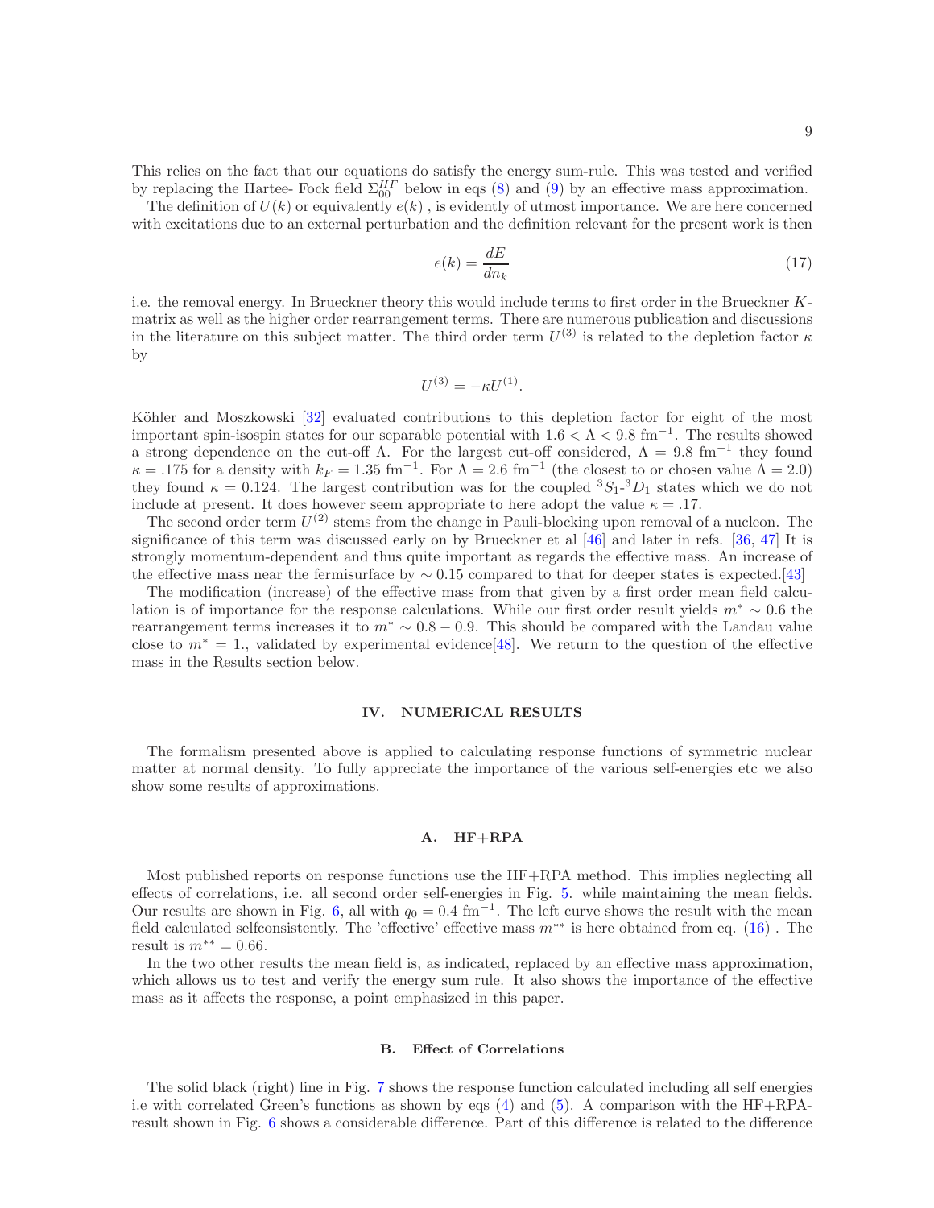This relies on the fact that our equations do satisfy the energy sum-rule. This was tested and verified by replacing the Hartee- Fock field $\Sigma_{00}^{HF}$ below in eqs (8) and (9) by an effective mass approximation.

The definition of $U(k)$ or equivalently $e(k)$ , is evidently of utmost importance. We are here concerned with excitations due to an external perturbation and the definition relevant for the present work is then

$$e(k) = \frac{dE}{dn_k} \tag{17}$$

i.e. the removal energy. In Brueckner theory this would include terms to first order in the Brueckner $K$-matrix as well as the higher order rearrangement terms. There are numerous publication and discussions in the literature on this subject matter. The third order term $U^{(3)}$ is related to the depletion factor $\kappa$ by

$$U^{(3)} = -\kappa U^{(1)}.$$

Köhler and Moszkowski [32] evaluated contributions to this depletion factor for eight of the most important spin-isospin states for our separable potential with $1.6 < \Lambda < 9.8$ fm$^{-1}$. The results showed a strong dependence on the cut-off $\Lambda$. For the largest cut-off considered, $\Lambda = 9.8$ fm$^{-1}$ they found $\kappa = .175$ for a density with $k_F = 1.35$ fm$^{-1}$. For $\Lambda = 2.6$ fm$^{-1}$ (the closest to or chosen value $\Lambda = 2.0$) they found $\kappa = 0.124$. The largest contribution was for the coupled $^3S_1$-$^3D_1$ states which we do not include at present. It does however seem appropriate to here adopt the value $\kappa = .17$.

The second order term $U^{(2)}$ stems from the change in Pauli-blocking upon removal of a nucleon. The significance of this term was discussed early on by Brueckner et al [46] and later in refs. [36, 47] It is strongly momentum-dependent and thus quite important as regards the effective mass. An increase of the effective mass near the fermisurface by $\sim 0.15$ compared to that for deeper states is expected.[43]

The modification (increase) of the effective mass from that given by a first order mean field calculation is of importance for the response calculations. While our first order result yields $m^* \sim 0.6$ the rearrangement terms increases it to $m^* \sim 0.8 - 0.9$. This should be compared with the Landau value close to $m^* = 1.$, validated by experimental evidence[48]. We return to the question of the effective mass in the Results section below.

## IV. NUMERICAL RESULTS

The formalism presented above is applied to calculating response functions of symmetric nuclear matter at normal density. To fully appreciate the importance of the various self-energies etc we also show some results of approximations.

### A. HF+RPA

Most published reports on response functions use the HF+RPA method. This implies neglecting all effects of correlations, i.e. all second order self-energies in Fig. 5. while maintaining the mean fields. Our results are shown in Fig. 6, all with $q_0 = 0.4$ fm$^{-1}$. The left curve shows the result with the mean field calculated selfconsistently. The 'effective' effective mass $m^{**}$ is here obtained from eq. (16) . The result is $m^{**} = 0.66$.

In the two other results the mean field is, as indicated, replaced by an effective mass approximation, which allows us to test and verify the energy sum rule. It also shows the importance of the effective mass as it affects the response, a point emphasized in this paper.

### B. Effect of Correlations

The solid black (right) line in Fig. 7 shows the response function calculated including all self energies i.e with correlated Green's functions as shown by eqs (4) and (5). A comparison with the HF+RPA-result shown in Fig. 6 shows a considerable difference. Part of this difference is related to the difference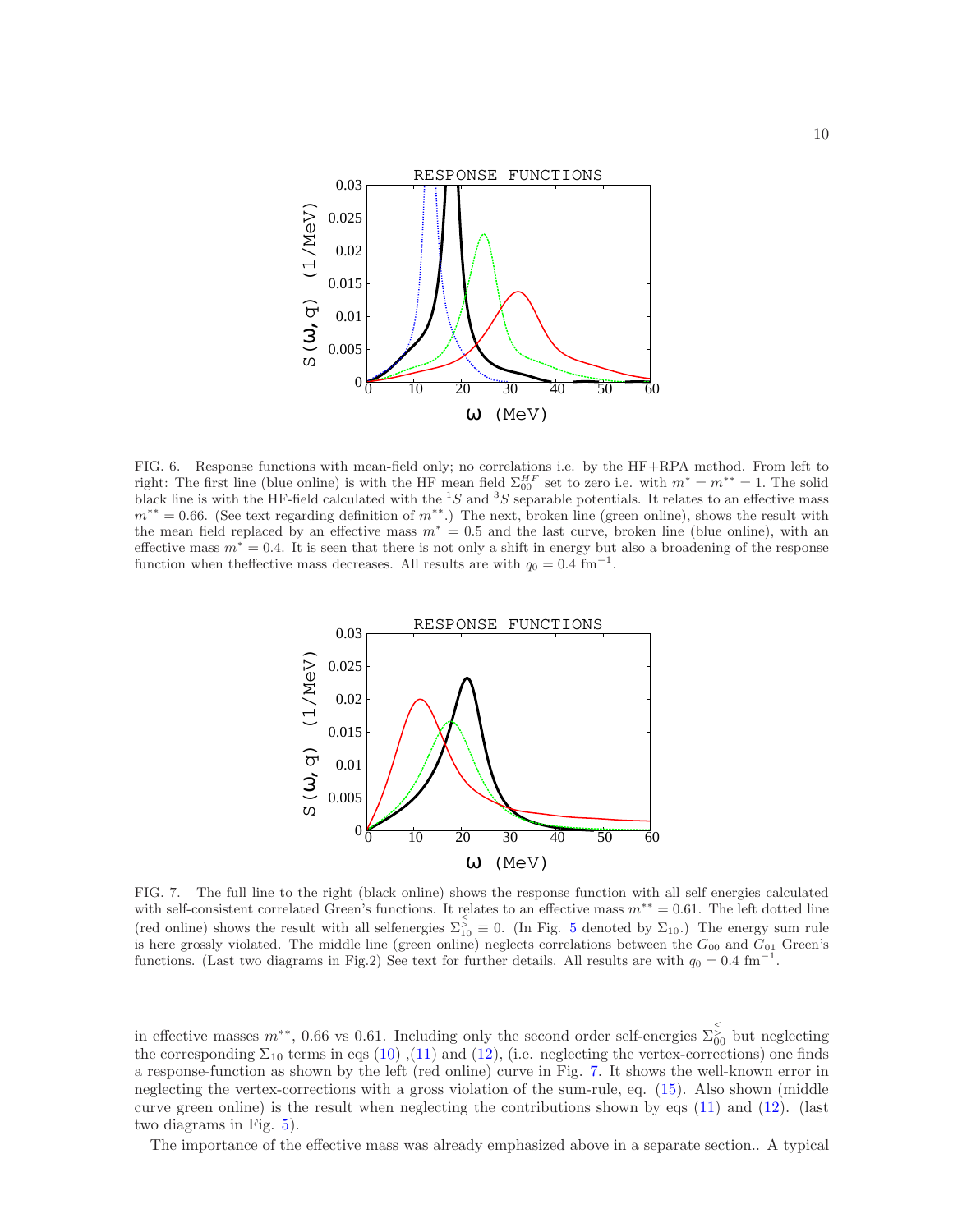FIG. 6. Response functions with mean-field only; no correlations i.e. by the HF+RPA method. From left to right: The first line (blue online) is with the HF mean field $\Sigma_{00}^{HF}$ set to zero i.e. with $m^* = m^{**} = 1$. The solid black line is with the HF-field calculated with the $^1S$ and $^3S$ separable potentials. It relates to an effective mass $m^{**} = 0.66$. (See text regarding definition of $m^{**}$.) The next, broken line (green online), shows the result with the mean field replaced by an effective mass $m^* = 0.5$ and the last curve, broken line (blue online), with an effective mass $m^* = 0.4$. It is seen that there is not only a shift in energy but also a broadening of the response function when theffective mass decreases. All results are with $q_0 = 0.4$ fm$^{-1}$.

FIG. 7. The full line to the right (black online) shows the response function with all self energies calculated with self-consistent correlated Green's functions. It relates to an effective mass $m^{**} = 0.61$. The left dotted line (red online) shows the result with all selfenergies $\Sigma_{10}^{\lessgtr} \equiv 0$. (In Fig. 5 denoted by $\Sigma_{10}$.) The energy sum rule is here grossly violated. The middle line (green online) neglects correlations between the $G_{00}$ and $G_{01}$ Green's functions. (Last two diagrams in Fig.2) See text for further details. All results are with $q_0 = 0.4$ fm$^{-1}$.

in effective masses $m^{**}$, 0.66 vs 0.61. Including only the second order self-energies $\Sigma_{00}^{\lessgtr}$ but neglecting the corresponding $\Sigma_{10}$ terms in eqs (10) ,(11) and (12), (i.e. neglecting the vertex-corrections) one finds a response-function as shown by the left (red online) curve in Fig. 7. It shows the well-known error in neglecting the vertex-corrections with a gross violation of the sum-rule, eq. (15). Also shown (middle curve green online) is the result when neglecting the contributions shown by eqs (11) and (12). (last two diagrams in Fig. 5).

The importance of the effective mass was already emphasized above in a separate section.. A typical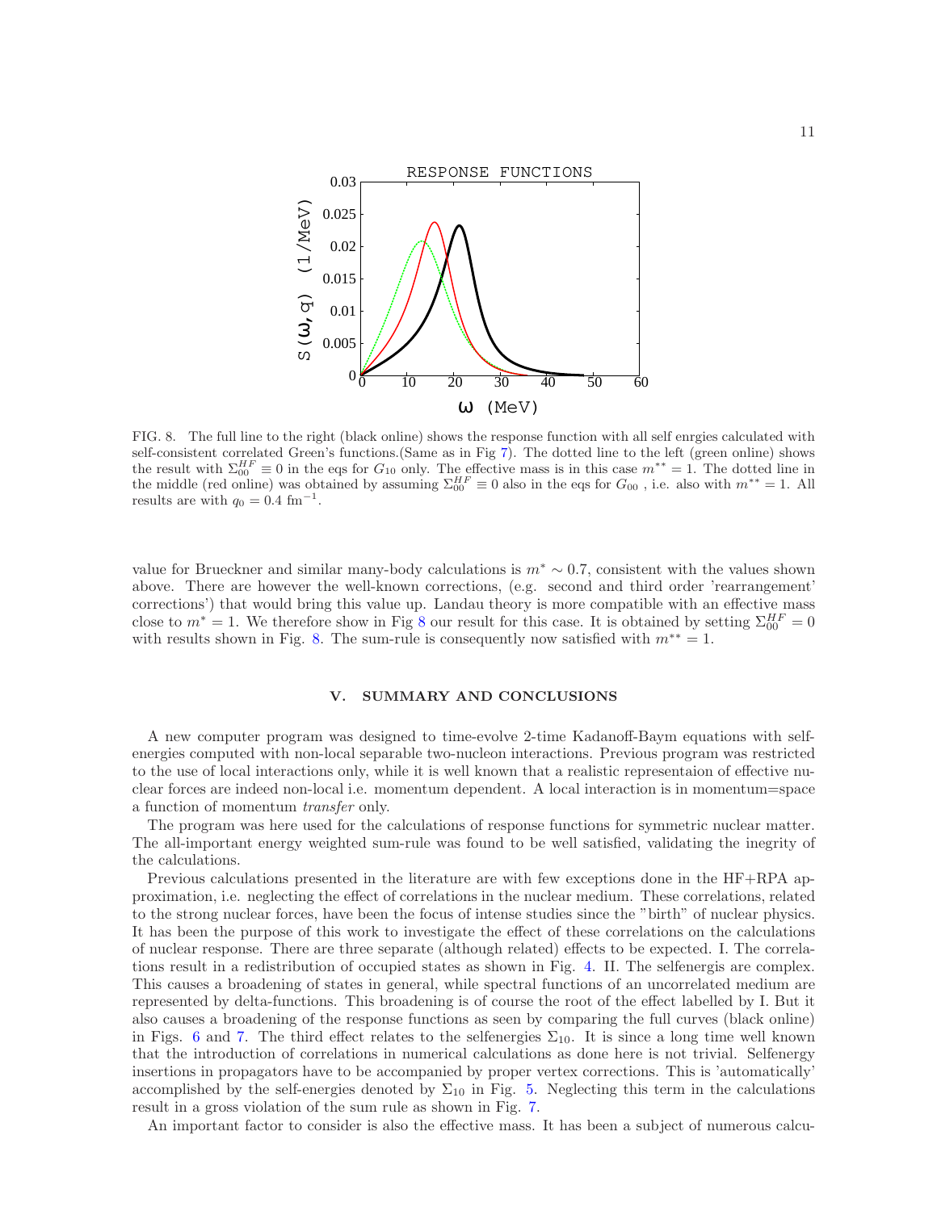FIG. 8. The full line to the right (black online) shows the response function with all self enrgies calculated with self-consistent correlated Green's functions.(Same as in Fig 7). The dotted line to the left (green online) shows the result with $\Sigma_{00}^{HF} \equiv 0$ in the eqs for $G_{10}$ only. The effective mass is in this case $m^{**} = 1$. The dotted line in the middle (red online) was obtained by assuming $\Sigma_{00}^{HF} \equiv 0$ also in the eqs for $G_{00}$ , i.e. also with $m^{**} = 1$. All results are with $q_0 = 0.4$ fm$^{-1}$.

value for Brueckner and similar many-body calculations is $m^* \sim 0.7$, consistent with the values shown above. There are however the well-known corrections, (e.g. second and third order 'rearrangement' corrections') that would bring this value up. Landau theory is more compatible with an effective mass close to $m^* = 1$. We therefore show in Fig 8 our result for this case. It is obtained by setting $\Sigma_{00}^{HF} = 0$ with results shown in Fig. 8. The sum-rule is consequently now satisfied with $m^{**} = 1$.

## V. SUMMARY AND CONCLUSIONS

A new computer program was designed to time-evolve 2-time Kadanoff-Baym equations with self-energies computed with non-local separable two-nucleon interactions. Previous program was restricted to the use of local interactions only, while it is well known that a realistic representaion of effective nuclear forces are indeed non-local i.e. momentum dependent. A local interaction is in momentum=space a function of momentum *transfer* only.

The program was here used for the calculations of response functions for symmetric nuclear matter. The all-important energy weighted sum-rule was found to be well satisfied, validating the inegrity of the calculations.

Previous calculations presented in the literature are with few exceptions done in the HF+RPA approximation, i.e. neglecting the effect of correlations in the nuclear medium. These correlations, related to the strong nuclear forces, have been the focus of intense studies since the "birth" of nuclear physics. It has been the purpose of this work to investigate the effect of these correlations on the calculations of nuclear response. There are three separate (although related) effects to be expected. I. The correlations result in a redistribution of occupied states as shown in Fig. 4. II. The selfenergis are complex. This causes a broadening of states in general, while spectral functions of an uncorrelated medium are represented by delta-functions. This broadening is of course the root of the effect labelled by I. But it also causes a broadening of the response functions as seen by comparing the full curves (black online) in Figs. 6 and 7. The third effect relates to the selfenergies $\Sigma_{10}$. It is since a long time well known that the introduction of correlations in numerical calculations as done here is not trivial. Selfenergy insertions in propagators have to be accompanied by proper vertex corrections. This is 'automatically' accomplished by the self-energies denoted by $\Sigma_{10}$ in Fig. 5. Neglecting this term in the calculations result in a gross violation of the sum rule as shown in Fig. 7.

An important factor to consider is also the effective mass. It has been a subject of numerous calcu-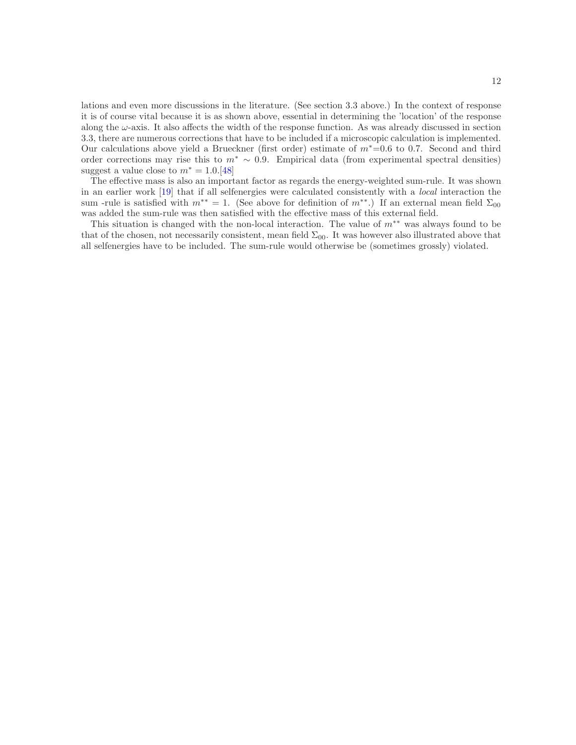lations and even more discussions in the literature. (See section 3.3 above.) In the context of response it is of course vital because it is as shown above, essential in determining the 'location' of the response along the $\omega$-axis. It also affects the width of the response function. As was already discussed in section 3.3, there are numerous corrections that have to be included if a microscopic calculation is implemented. Our calculations above yield a Brueckner (first order) estimate of $m^*$=0.6 to 0.7. Second and third order corrections may rise this to $m^* \sim 0.9$. Empirical data (from experimental spectral densities) suggest a value close to $m^* = 1.0$.[48]

The effective mass is also an important factor as regards the energy-weighted sum-rule. It was shown in an earlier work [19] that if all selfenergies were calculated consistently with a *local* interaction the sum -rule is satisfied with $m^{**} = 1$. (See above for definition of $m^{**}$.) If an external mean field $\Sigma_{00}$ was added the sum-rule was then satisfied with the effective mass of this external field.

This situation is changed with the non-local interaction. The value of $m^{**}$ was always found to be that of the chosen, not necessarily consistent, mean field $\Sigma_{00}$. It was however also illustrated above that all selfenergies have to be included. The sum-rule would otherwise be (sometimes grossly) violated.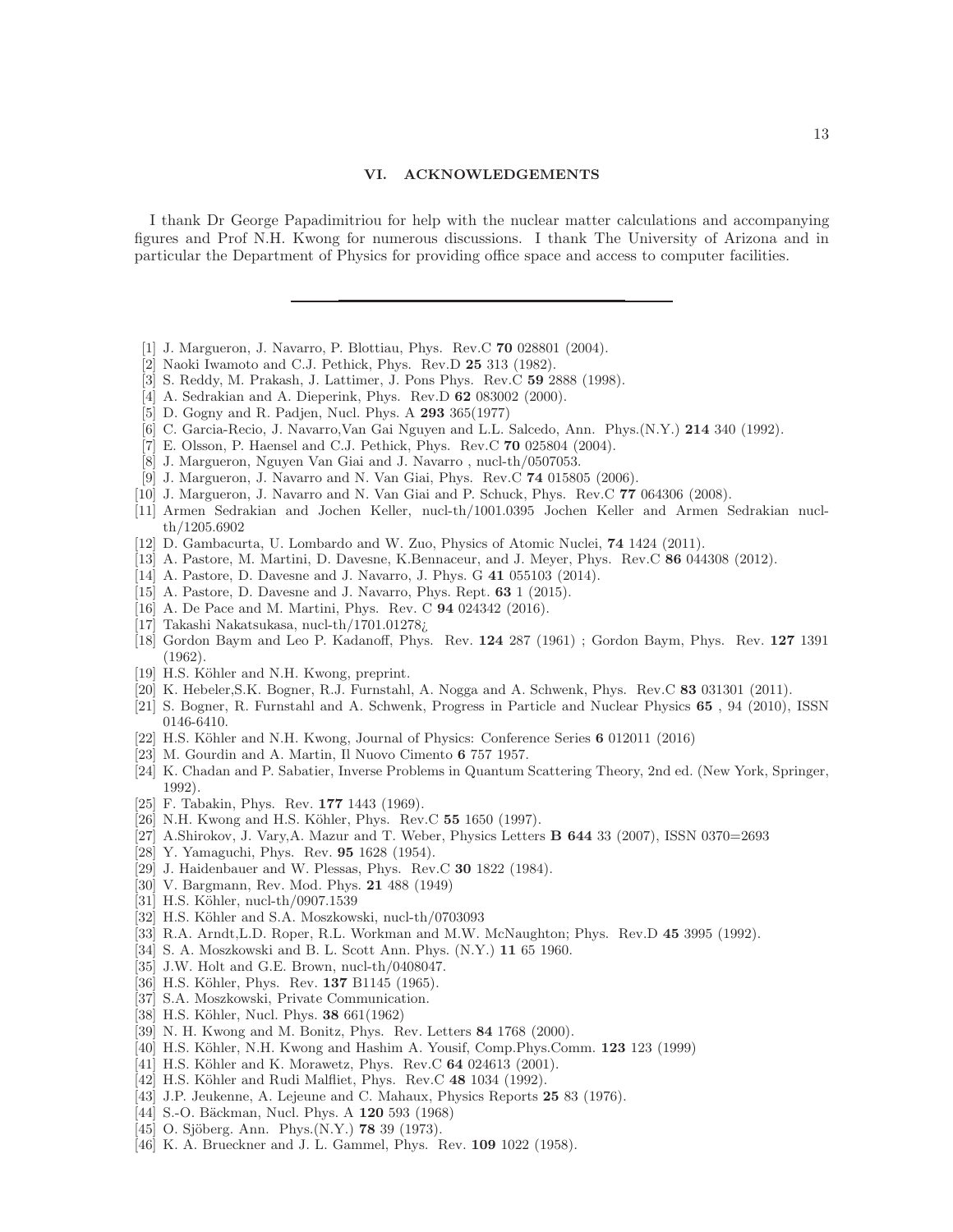## VI. ACKNOWLEDGEMENTS

I thank Dr George Papadimitriou for help with the nuclear matter calculations and accompanying figures and Prof N.H. Kwong for numerous discussions. I thank The University of Arizona and in particular the Department of Physics for providing office space and access to computer facilities.

---

[1] J. Margueron, J. Navarro, P. Blottiau, Phys. Rev.C **70** 028801 (2004).

[2] Naoki Iwamoto and C.J. Pethick, Phys. Rev.D **25** 313 (1982).

[3] S. Reddy, M. Prakash, J. Lattimer, J. Pons Phys. Rev.C **59** 2888 (1998).

[4] A. Sedrakian and A. Dieperink, Phys. Rev.D **62** 083002 (2000).

[5] D. Gogny and R. Padjen, Nucl. Phys. A **293** 365(1977)

[6] C. Garcia-Recio, J. Navarro,Van Gai Nguyen and L.L. Salcedo, Ann. Phys.(N.Y.) **214** 340 (1992).

[7] E. Olsson, P. Haensel and C.J. Pethick, Phys. Rev.C **70** 025804 (2004).

[8] J. Margueron, Nguyen Van Giai and J. Navarro , nucl-th/0507053.

[9] J. Margueron, J. Navarro and N. Van Giai, Phys. Rev.C **74** 015805 (2006).

[10] J. Margueron, J. Navarro and N. Van Giai and P. Schuck, Phys. Rev.C **77** 064306 (2008).

[11] Armen Sedrakian and Jochen Keller, nucl-th/1001.0395 Jochen Keller and Armen Sedrakian nucl-th/1205.6902

[12] D. Gambacurta, U. Lombardo and W. Zuo, Physics of Atomic Nuclei, **74** 1424 (2011).

[13] A. Pastore, M. Martini, D. Davesne, K.Bennaceur, and J. Meyer, Phys. Rev.C **86** 044308 (2012).

[14] A. Pastore, D. Davesne and J. Navarro, J. Phys. G **41** 055103 (2014).

[15] A. Pastore, D. Davesne and J. Navarro, Phys. Rept. **63** 1 (2015).

[16] A. De Pace and M. Martini, Phys. Rev. C **94** 024342 (2016).

[17] Takashi Nakatsukasa, nucl-th/1701.01278¿

[18] Gordon Baym and Leo P. Kadanoff, Phys. Rev. **124** 287 (1961) ; Gordon Baym, Phys. Rev. **127** 1391 (1962).

[19] H.S. Köhler and N.H. Kwong, preprint.

[20] K. Hebeler,S.K. Bogner, R.J. Furnstahl, A. Nogga and A. Schwenk, Phys. Rev.C **83** 031301 (2011).

[21] S. Bogner, R. Furnstahl and A. Schwenk, Progress in Particle and Nuclear Physics **65** , 94 (2010), ISSN 0146-6410.

[22] H.S. Köhler and N.H. Kwong, Journal of Physics: Conference Series **6** 012011 (2016)

[23] M. Gourdin and A. Martin, Il Nuovo Cimento **6** 757 1957.

[24] K. Chadan and P. Sabatier, Inverse Problems in Quantum Scattering Theory, 2nd ed. (New York, Springer, 1992).

[25] F. Tabakin, Phys. Rev. **177** 1443 (1969).

[26] N.H. Kwong and H.S. Köhler, Phys. Rev.C **55** 1650 (1997).

[27] A.Shirokov, J. Vary,A. Mazur and T. Weber, Physics Letters **B 644** 33 (2007), ISSN 0370=2693

[28] Y. Yamaguchi, Phys. Rev. **95** 1628 (1954).

[29] J. Haidenbauer and W. Plessas, Phys. Rev.C **30** 1822 (1984).

[30] V. Bargmann, Rev. Mod. Phys. **21** 488 (1949)

[31] H.S. Köhler, nucl-th/0907.1539

[32] H.S. Köhler and S.A. Moszkowski, nucl-th/0703093

[33] R.A. Arndt,L.D. Roper, R.L. Workman and M.W. McNaughton; Phys. Rev.D **45** 3995 (1992).

[34] S. A. Moszkowski and B. L. Scott Ann. Phys. (N.Y.) **11** 65 1960.

[35] J.W. Holt and G.E. Brown, nucl-th/0408047.

[36] H.S. Köhler, Phys. Rev. **137** B1145 (1965).

[37] S.A. Moszkowski, Private Communication.

[38] H.S. Köhler, Nucl. Phys. **38** 661(1962)

[39] N. H. Kwong and M. Bonitz, Phys. Rev. Letters **84** 1768 (2000).

[40] H.S. Köhler, N.H. Kwong and Hashim A. Yousif, Comp.Phys.Comm. **123** 123 (1999)

[41] H.S. Köhler and K. Morawetz, Phys. Rev.C **64** 024613 (2001).

[42] H.S. Köhler and Rudi Malfliet, Phys. Rev.C **48** 1034 (1992).

[43] J.P. Jeukenne, A. Lejeune and C. Mahaux, Physics Reports **25** 83 (1976).

[44] S.-O. Bäckman, Nucl. Phys. A **120** 593 (1968)

[45] O. Sjöberg. Ann. Phys.(N.Y.) **78** 39 (1973).

[46] K. A. Brueckner and J. L. Gammel, Phys. Rev. **109** 1022 (1958).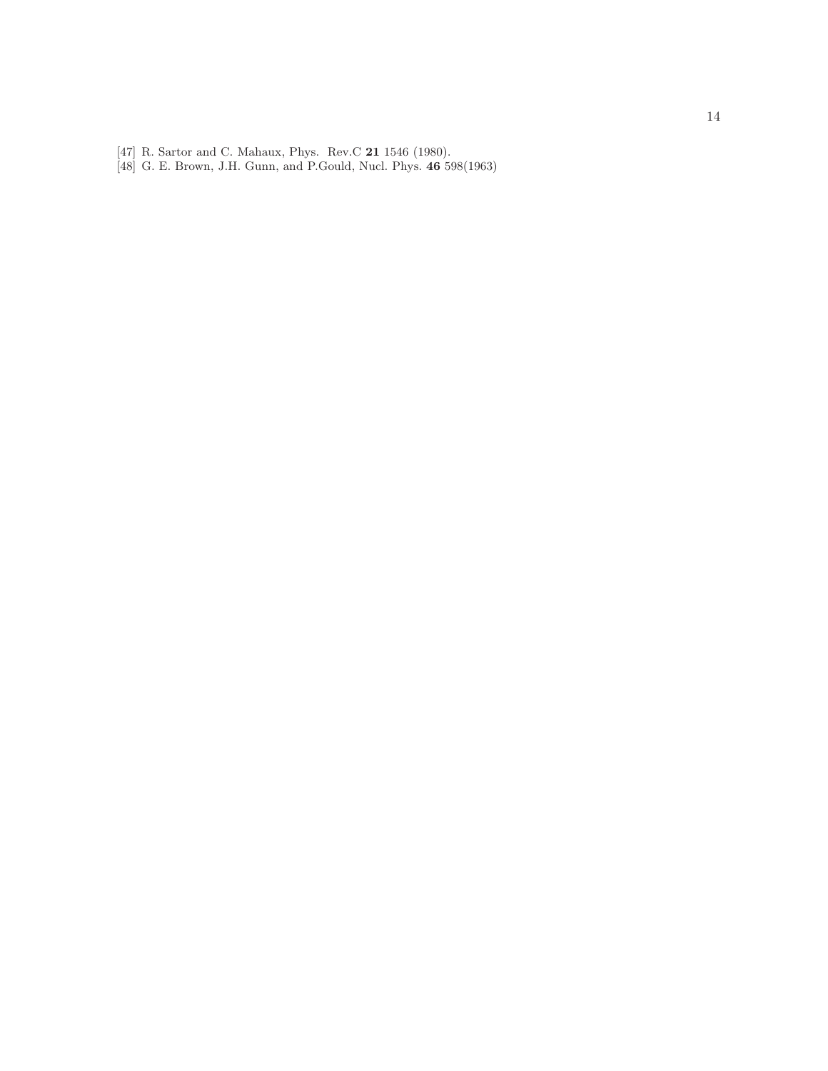[47] R. Sartor and C. Mahaux, Phys. Rev.C **21** 1546 (1980).

[48] G. E. Brown, J.H. Gunn, and P.Gould, Nucl. Phys. **46** 598(1963)